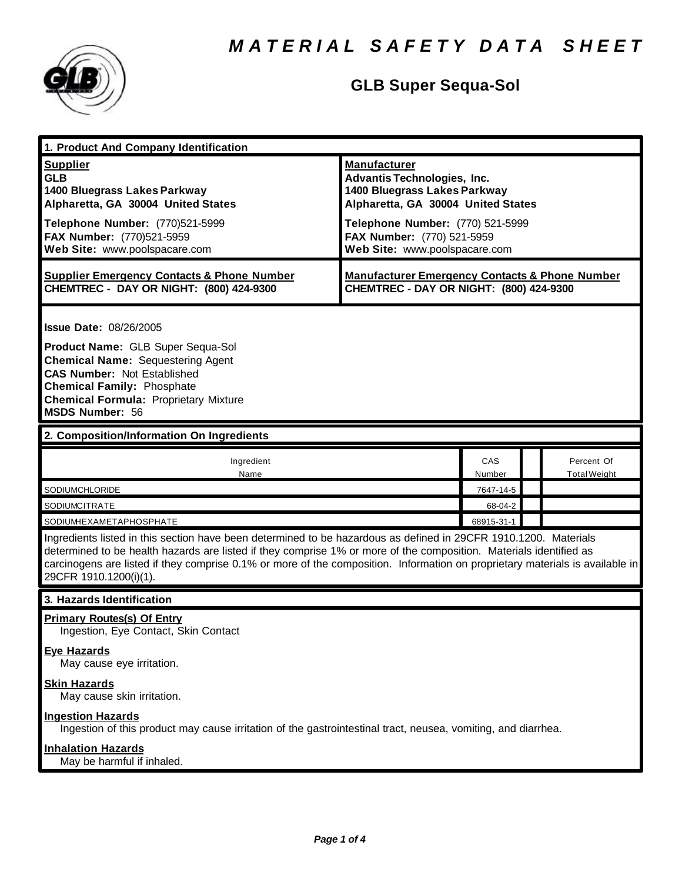# MATERIAL SAFETY DATA SHEET

## GLB Super Sequa-Sol

### 1. Product And Company Identification

**Supplier**
**GLB**
**1400 Bluegrass Lakes Parkway**
**Alpharetta, GA 30004 United States**

**Telephone Number:** (770)521-5999
**FAX Number:** (770)521-5959
**Web Site:** www.poolspacare.com

**Manufacturer**
**Advantis Technologies, Inc.**
**1400 Bluegrass Lakes Parkway**
**Alpharetta, GA 30004 United States**

**Telephone Number:** (770) 521-5999
**FAX Number:** (770) 521-5959
**Web Site:** www.poolspacare.com

**Supplier Emergency Contacts & Phone Number**
**CHEMTREC - DAY OR NIGHT: (800) 424-9300**

**Manufacturer Emergency Contacts & Phone Number**
**CHEMTREC - DAY OR NIGHT: (800) 424-9300**

**Issue Date:** 08/26/2005

**Product Name:** GLB Super Sequa-Sol
**Chemical Name:** Sequestering Agent
**CAS Number:** Not Established
**Chemical Family:** Phosphate
**Chemical Formula:** Proprietary Mixture
**MSDS Number:** 56

### 2. Composition/Information On Ingredients

| Ingredient Name | CAS Number | | Percent Of Total Weight |
|---|---|---|---|
| SODIUMCHLORIDE | 7647-14-5 | | |
| SODIUMCITRATE | 68-04-2 | | |
| SODIUMHEXAMETAPHOSPHATE | 68915-31-1 | | |

Ingredients listed in this section have been determined to be hazardous as defined in 29CFR 1910.1200. Materials determined to be health hazards are listed if they comprise 1% or more of the composition. Materials identified as carcinogens are listed if they comprise 0.1% or more of the composition. Information on proprietary materials is available in 29CFR 1910.1200(i)(1).

### 3. Hazards Identification

**Primary Routes(s) Of Entry**
Ingestion, Eye Contact, Skin Contact

**Eye Hazards**
May cause eye irritation.

**Skin Hazards**
May cause skin irritation.

**Ingestion Hazards**
Ingestion of this product may cause irritation of the gastrointestinal tract, neusea, vomiting, and diarrhea.

**Inhalation Hazards**
May be harmful if inhaled.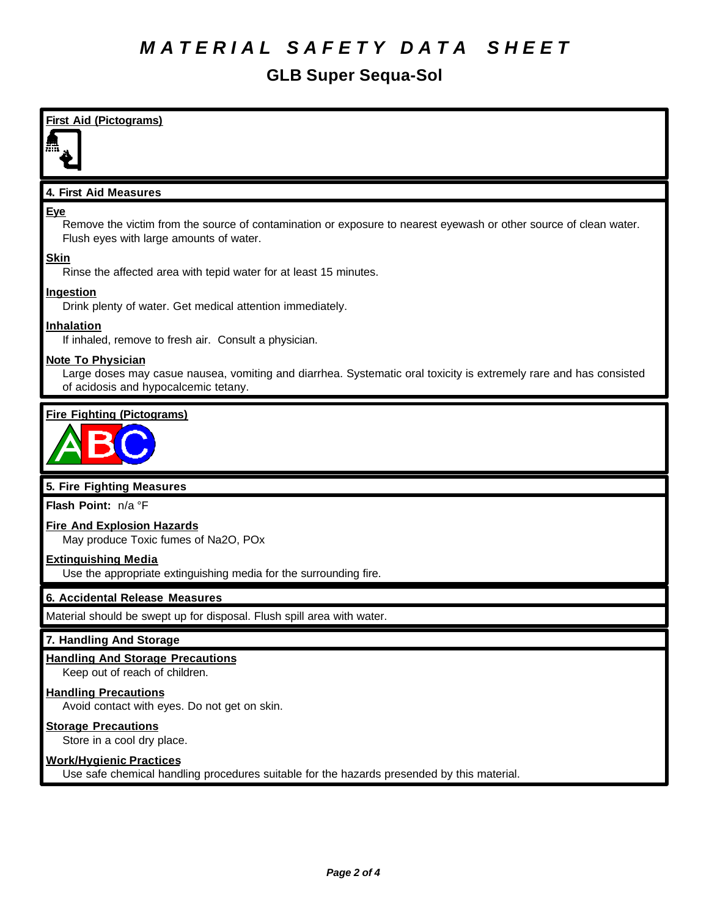# MATERIAL SAFETY DATA SHEET

## GLB Super Sequa-Sol

**First Aid (Pictograms)**

## 4. First Aid Measures

**Eye**

Remove the victim from the source of contamination or exposure to nearest eyewash or other source of clean water. Flush eyes with large amounts of water.

**Skin**

Rinse the affected area with tepid water for at least 15 minutes.

**Ingestion**

Drink plenty of water. Get medical attention immediately.

**Inhalation**

If inhaled, remove to fresh air. Consult a physician.

**Note To Physician**

Large doses may casue nausea, vomiting and diarrhea. Systematic oral toxicity is extremely rare and has consisted of acidosis and hypocalcemic tetany.

**Fire Fighting (Pictograms)**

## 5. Fire Fighting Measures

**Flash Point:** n/a °F

**Fire And Explosion Hazards**

May produce Toxic fumes of $Na_2O$, POx

**Extinguishing Media**

Use the appropriate extinguishing media for the surrounding fire.

## 6. Accidental Release Measures

Material should be swept up for disposal. Flush spill area with water.

## 7. Handling And Storage

**Handling And Storage Precautions**

Keep out of reach of children.

**Handling Precautions**

Avoid contact with eyes. Do not get on skin.

**Storage Precautions**

Store in a cool dry place.

**Work/Hygienic Practices**

Use safe chemical handling procedures suitable for the hazards presended by this material.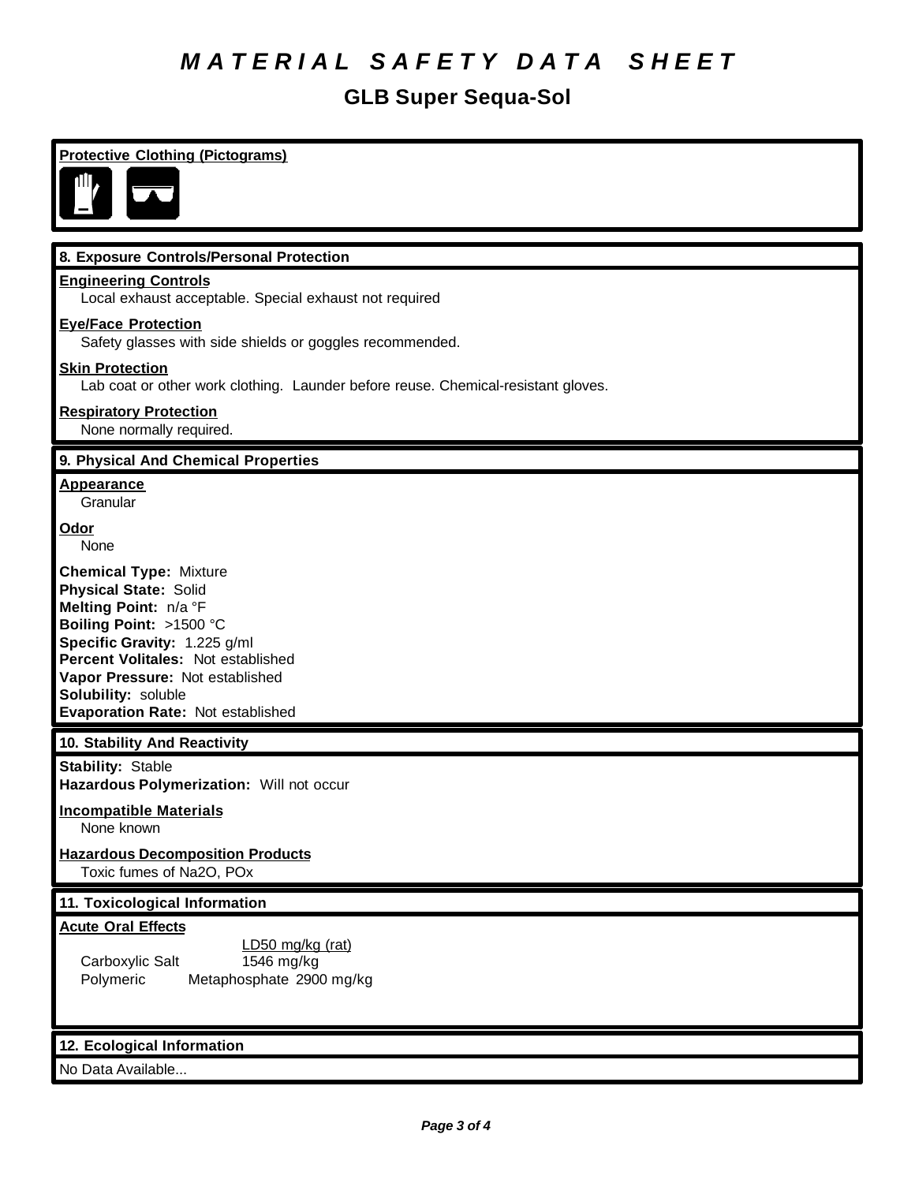# MATERIAL SAFETY DATA SHEET

## GLB Super Sequa-Sol

**Protective Clothing (Pictograms)**

## 8. Exposure Controls/Personal Protection

**Engineering Controls**
Local exhaust acceptable. Special exhaust not required

**Eye/Face Protection**
Safety glasses with side shields or goggles recommended.

**Skin Protection**
Lab coat or other work clothing. Launder before reuse. Chemical-resistant gloves.

**Respiratory Protection**
None normally required.

## 9. Physical And Chemical Properties

**Appearance**
Granular

**Odor**
None

**Chemical Type:** Mixture
**Physical State:** Solid
**Melting Point:** n/a °F
**Boiling Point:** >1500 °C
**Specific Gravity:** 1.225 g/ml
**Percent Volitales:** Not established
**Vapor Pressure:** Not established
**Solubility:** soluble
**Evaporation Rate:** Not established

## 10. Stability And Reactivity

**Stability:** Stable
**Hazardous Polymerization:** Will not occur

**Incompatible Materials**
None known

**Hazardous Decomposition Products**
Toxic fumes of $Na_2O$, $PO_x$

## 11. Toxicological Information

**Acute Oral Effects**

| | LD50 mg/kg (rat) |
|---|---|
| Carboxylic Salt | 1546 mg/kg |
| Polymeric Metaphosphate | 2900 mg/kg |

## 12. Ecological Information

No Data Available...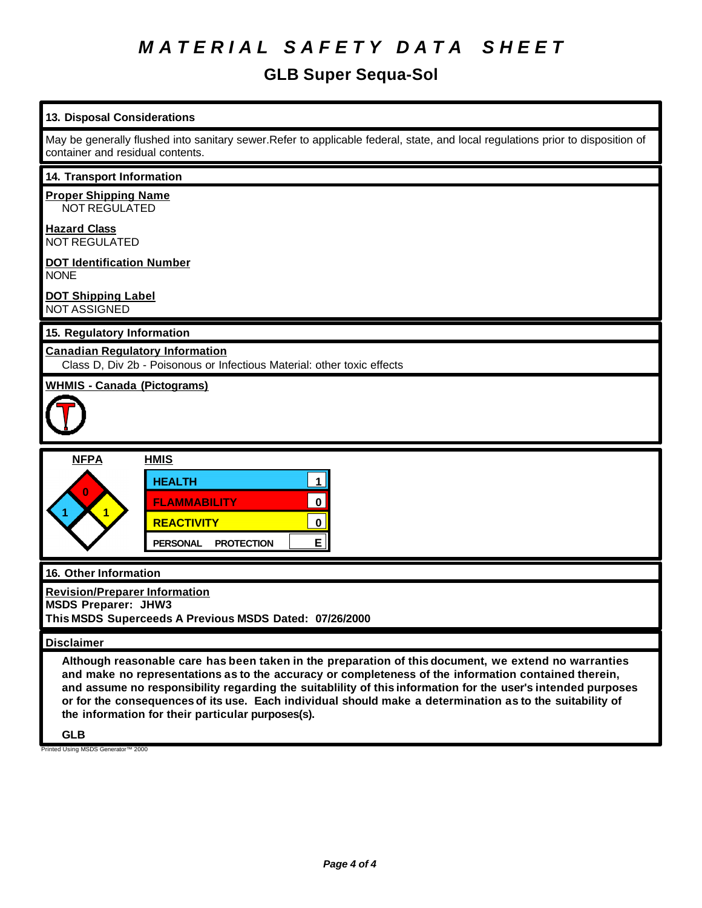# MATERIAL SAFETY DATA SHEET

## GLB Super Sequa-Sol

### 13. Disposal Considerations

May be generally flushed into sanitary sewer.Refer to applicable federal, state, and local regulations prior to disposition of container and residual contents.

### 14. Transport Information

**Proper Shipping Name**
NOT REGULATED

**Hazard Class**
NOT REGULATED

**DOT Identification Number**
NONE

**DOT Shipping Label**
NOT ASSIGNED

### 15. Regulatory Information

**Canadian Regulatory Information**
Class D, Div 2b - Poisonous or Infectious Material: other toxic effects

**WHMIS - Canada (Pictograms)**

**NFPA**

0
1 1

**HMIS**

| | |
|---|---|
| HEALTH | 1 |
| FLAMMABILITY | 0 |
| REACTIVITY | 0 |
| PERSONAL PROTECTION | E |

### 16. Other Information

**Revision/Preparer Information**
**MSDS Preparer: JHW3**
**This MSDS Superceeds A Previous MSDS Dated: 07/26/2000**

### Disclaimer

**Although reasonable care has been taken in the preparation of this document, we extend no warranties and make no representations as to the accuracy or completeness of the information contained therein, and assume no responsibility regarding the suitablility of this information for the user's intended purposes or for the consequences of its use. Each individual should make a determination as to the suitability of the information for their particular purposes(s).**

**GLB**

Printed Using MSDS Generator™ 2000